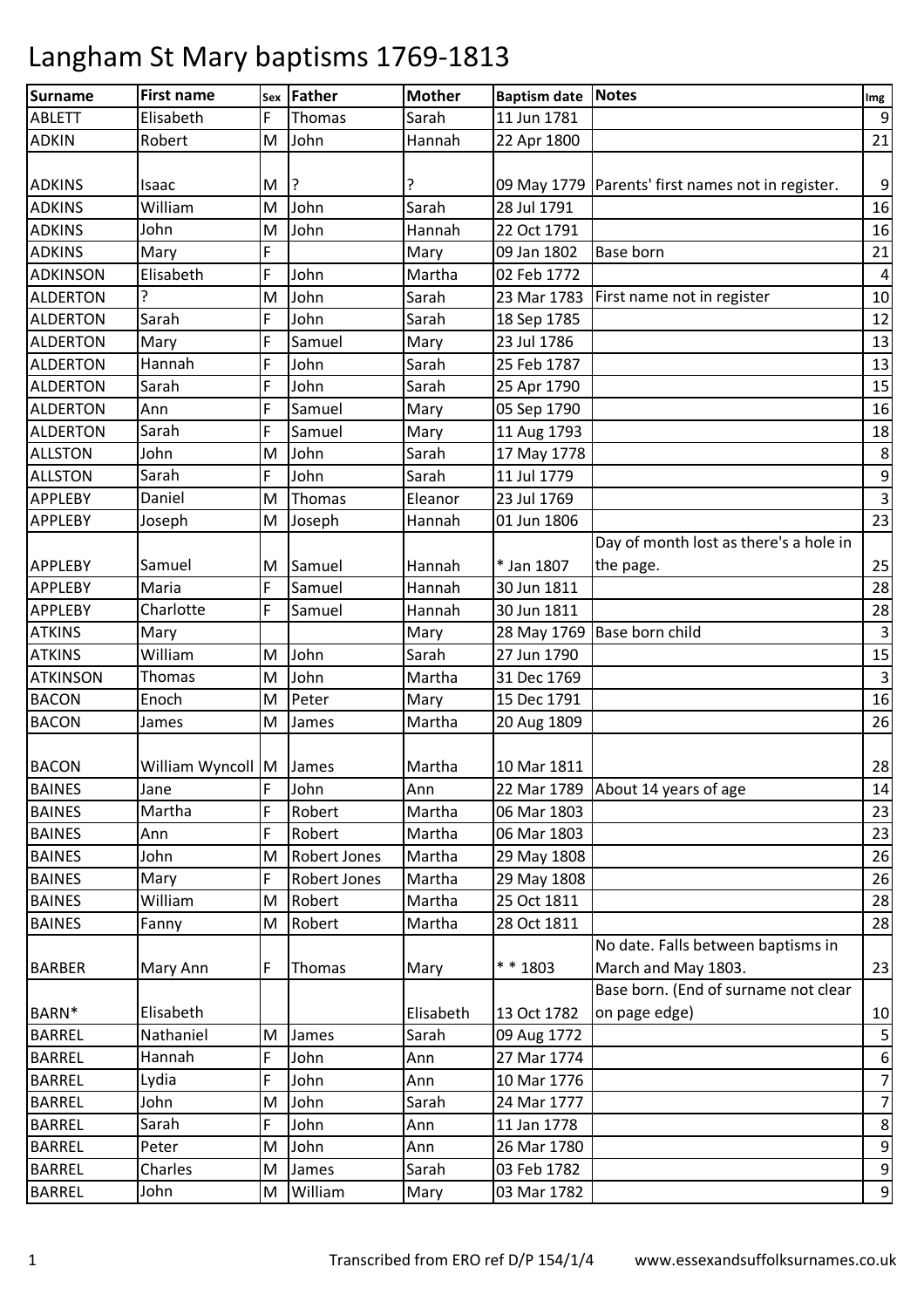# Langham St Mary baptisms 1769-1813

| Surname | First name | Sex | Father | Mother | Baptism date | Notes | Img |
|---|---|---|---|---|---|---|---|
| ABLETT | Elisabeth | F | Thomas | Sarah | 11 Jun 1781 | | 9 |
| ADKIN | Robert | M | John | Hannah | 22 Apr 1800 | | 21 |
| ADKINS | Isaac | M | ? | ? | 09 May 1779 | Parents' first names not in register. | 9 |
| ADKINS | William | M | John | Sarah | 28 Jul 1791 | | 16 |
| ADKINS | John | M | John | Hannah | 22 Oct 1791 | | 16 |
| ADKINS | Mary | F | | Mary | 09 Jan 1802 | Base born | 21 |
| ADKINSON | Elisabeth | F | John | Martha | 02 Feb 1772 | | 4 |
| ALDERTON | ? | M | John | Sarah | 23 Mar 1783 | First name not in register | 10 |
| ALDERTON | Sarah | F | John | Sarah | 18 Sep 1785 | | 12 |
| ALDERTON | Mary | F | Samuel | Mary | 23 Jul 1786 | | 13 |
| ALDERTON | Hannah | F | John | Sarah | 25 Feb 1787 | | 13 |
| ALDERTON | Sarah | F | John | Sarah | 25 Apr 1790 | | 15 |
| ALDERTON | Ann | F | Samuel | Mary | 05 Sep 1790 | | 16 |
| ALDERTON | Sarah | F | Samuel | Mary | 11 Aug 1793 | | 18 |
| ALLSTON | John | M | John | Sarah | 17 May 1778 | | 8 |
| ALLSTON | Sarah | F | John | Sarah | 11 Jul 1779 | | 9 |
| APPLEBY | Daniel | M | Thomas | Eleanor | 23 Jul 1769 | | 3 |
| APPLEBY | Joseph | M | Joseph | Hannah | 01 Jun 1806 | | 23 |
| APPLEBY | Samuel | M | Samuel | Hannah | * Jan 1807 | Day of month lost as there's a hole in the page. | 25 |
| APPLEBY | Maria | F | Samuel | Hannah | 30 Jun 1811 | | 28 |
| APPLEBY | Charlotte | F | Samuel | Hannah | 30 Jun 1811 | | 28 |
| ATKINS | Mary | | | Mary | 28 May 1769 | Base born child | 3 |
| ATKINS | William | M | John | Sarah | 27 Jun 1790 | | 15 |
| ATKINSON | Thomas | M | John | Martha | 31 Dec 1769 | | 3 |
| BACON | Enoch | M | Peter | Mary | 15 Dec 1791 | | 16 |
| BACON | James | M | James | Martha | 20 Aug 1809 | | 26 |
| BACON | William Wyncoll | M | James | Martha | 10 Mar 1811 | | 28 |
| BAINES | Jane | F | John | Ann | 22 Mar 1789 | About 14 years of age | 14 |
| BAINES | Martha | F | Robert | Martha | 06 Mar 1803 | | 23 |
| BAINES | Ann | F | Robert | Martha | 06 Mar 1803 | | 23 |
| BAINES | John | M | Robert Jones | Martha | 29 May 1808 | | 26 |
| BAINES | Mary | F | Robert Jones | Martha | 29 May 1808 | | 26 |
| BAINES | William | M | Robert | Martha | 25 Oct 1811 | | 28 |
| BAINES | Fanny | M | Robert | Martha | 28 Oct 1811 | | 28 |
| BARBER | Mary Ann | F | Thomas | Mary | * * 1803 | No date. Falls between baptisms in March and May 1803. | 23 |
| BARN* | Elisabeth | | | Elisabeth | 13 Oct 1782 | Base born. (End of surname not clear on page edge) | 10 |
| BARREL | Nathaniel | M | James | Sarah | 09 Aug 1772 | | 5 |
| BARREL | Hannah | F | John | Ann | 27 Mar 1774 | | 6 |
| BARREL | Lydia | F | John | Ann | 10 Mar 1776 | | 7 |
| BARREL | John | M | John | Sarah | 24 Mar 1777 | | 7 |
| BARREL | Sarah | F | John | Ann | 11 Jan 1778 | | 8 |
| BARREL | Peter | M | John | Ann | 26 Mar 1780 | | 9 |
| BARREL | Charles | M | James | Sarah | 03 Feb 1782 | | 9 |
| BARREL | John | M | William | Mary | 03 Mar 1782 | | 9 |

Transcribed from ERO ref D/P 154/1/4 www.essexandsuffolksurnames.co.uk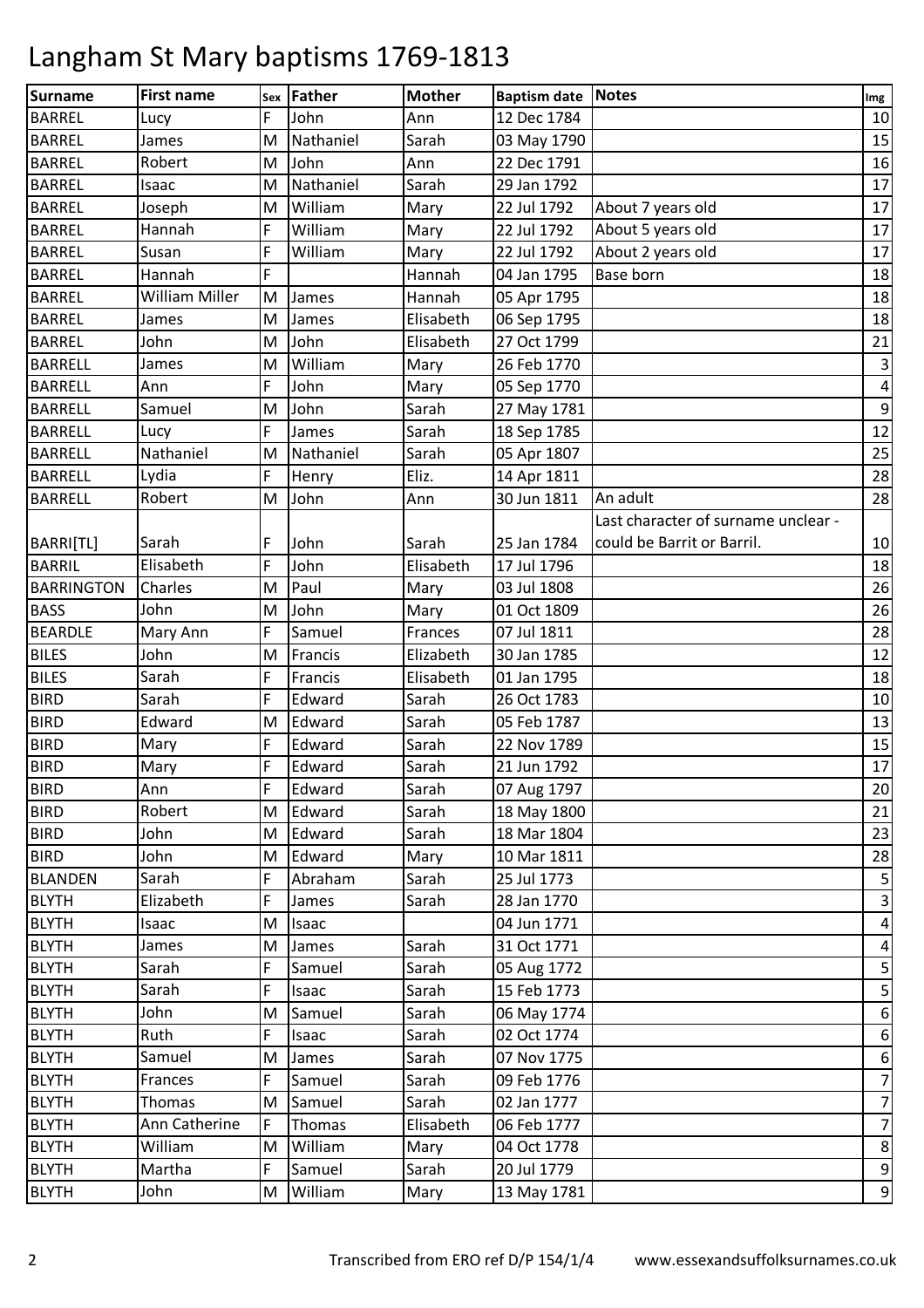# Langham St Mary baptisms 1769-1813

| Surname | First name | Sex | Father | Mother | Baptism date | Notes | Img |
|---|---|---|---|---|---|---|---|
| BARREL | Lucy | F | John | Ann | 12 Dec 1784 | | 10 |
| BARREL | James | M | Nathaniel | Sarah | 03 May 1790 | | 15 |
| BARREL | Robert | M | John | Ann | 22 Dec 1791 | | 16 |
| BARREL | Isaac | M | Nathaniel | Sarah | 29 Jan 1792 | | 17 |
| BARREL | Joseph | M | William | Mary | 22 Jul 1792 | About 7 years old | 17 |
| BARREL | Hannah | F | William | Mary | 22 Jul 1792 | About 5 years old | 17 |
| BARREL | Susan | F | William | Mary | 22 Jul 1792 | About 2 years old | 17 |
| BARREL | Hannah | F | | Hannah | 04 Jan 1795 | Base born | 18 |
| BARREL | William Miller | M | James | Hannah | 05 Apr 1795 | | 18 |
| BARREL | James | M | James | Elisabeth | 06 Sep 1795 | | 18 |
| BARREL | John | M | John | Elisabeth | 27 Oct 1799 | | 21 |
| BARRELL | James | M | William | Mary | 26 Feb 1770 | | 3 |
| BARRELL | Ann | F | John | Mary | 05 Sep 1770 | | 4 |
| BARRELL | Samuel | M | John | Sarah | 27 May 1781 | | 9 |
| BARRELL | Lucy | F | James | Sarah | 18 Sep 1785 | | 12 |
| BARRELL | Nathaniel | M | Nathaniel | Sarah | 05 Apr 1807 | | 25 |
| BARRELL | Lydia | F | Henry | Eliz. | 14 Apr 1811 | | 28 |
| BARRELL | Robert | M | John | Ann | 30 Jun 1811 | An adult | 28 |
| BARRI[TL] | Sarah | F | John | Sarah | 25 Jan 1784 | Last character of surname unclear - could be Barrit or Barril. | 10 |
| BARRIL | Elisabeth | F | John | Elisabeth | 17 Jul 1796 | | 18 |
| BARRINGTON | Charles | M | Paul | Mary | 03 Jul 1808 | | 26 |
| BASS | John | M | John | Mary | 01 Oct 1809 | | 26 |
| BEARDLE | Mary Ann | F | Samuel | Frances | 07 Jul 1811 | | 28 |
| BILES | John | M | Francis | Elizabeth | 30 Jan 1785 | | 12 |
| BILES | Sarah | F | Francis | Elisabeth | 01 Jan 1795 | | 18 |
| BIRD | Sarah | F | Edward | Sarah | 26 Oct 1783 | | 10 |
| BIRD | Edward | M | Edward | Sarah | 05 Feb 1787 | | 13 |
| BIRD | Mary | F | Edward | Sarah | 22 Nov 1789 | | 15 |
| BIRD | Mary | F | Edward | Sarah | 21 Jun 1792 | | 17 |
| BIRD | Ann | F | Edward | Sarah | 07 Aug 1797 | | 20 |
| BIRD | Robert | M | Edward | Sarah | 18 May 1800 | | 21 |
| BIRD | John | M | Edward | Sarah | 18 Mar 1804 | | 23 |
| BIRD | John | M | Edward | Mary | 10 Mar 1811 | | 28 |
| BLANDEN | Sarah | F | Abraham | Sarah | 25 Jul 1773 | | 5 |
| BLYTH | Elizabeth | F | James | Sarah | 28 Jan 1770 | | 3 |
| BLYTH | Isaac | M | Isaac | | 04 Jun 1771 | | 4 |
| BLYTH | James | M | James | Sarah | 31 Oct 1771 | | 4 |
| BLYTH | Sarah | F | Samuel | Sarah | 05 Aug 1772 | | 5 |
| BLYTH | Sarah | F | Isaac | Sarah | 15 Feb 1773 | | 5 |
| BLYTH | John | M | Samuel | Sarah | 06 May 1774 | | 6 |
| BLYTH | Ruth | F | Isaac | Sarah | 02 Oct 1774 | | 6 |
| BLYTH | Samuel | M | James | Sarah | 07 Nov 1775 | | 6 |
| BLYTH | Frances | F | Samuel | Sarah | 09 Feb 1776 | | 7 |
| BLYTH | Thomas | M | Samuel | Sarah | 02 Jan 1777 | | 7 |
| BLYTH | Ann Catherine | F | Thomas | Elisabeth | 06 Feb 1777 | | 7 |
| BLYTH | William | M | William | Mary | 04 Oct 1778 | | 8 |
| BLYTH | Martha | F | Samuel | Sarah | 20 Jul 1779 | | 9 |
| BLYTH | John | M | William | Mary | 13 May 1781 | | 9 |

Transcribed from ERO ref D/P 154/1/4 www.essexandsuffolksurnames.co.uk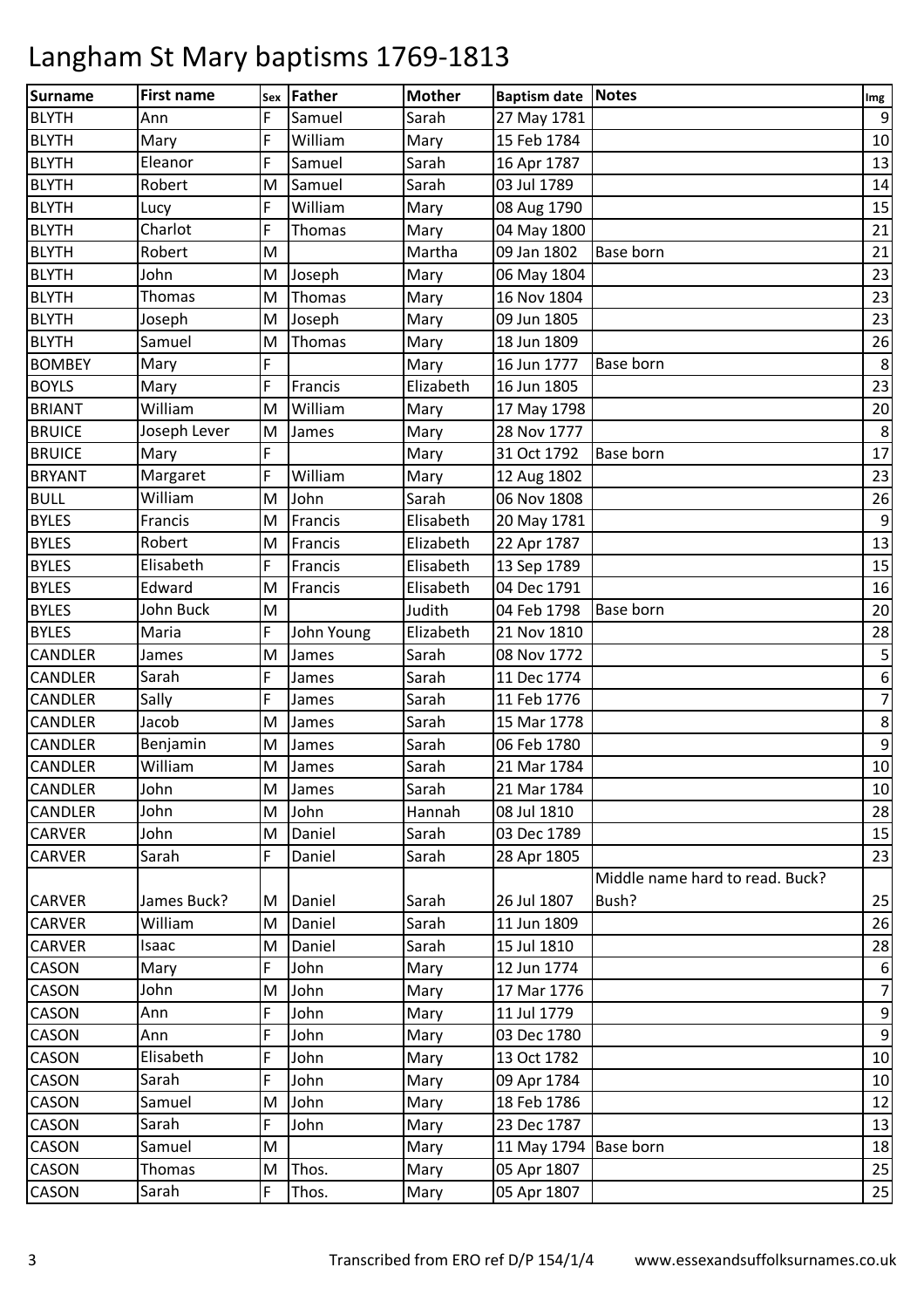# Langham St Mary baptisms 1769-1813

| Surname | First name | Sex | Father | Mother | Baptism date | Notes | Img |
|---|---|---|---|---|---|---|---|
| BLYTH | Ann | F | Samuel | Sarah | 27 May 1781 | | 9 |
| BLYTH | Mary | F | William | Mary | 15 Feb 1784 | | 10 |
| BLYTH | Eleanor | F | Samuel | Sarah | 16 Apr 1787 | | 13 |
| BLYTH | Robert | M | Samuel | Sarah | 03 Jul 1789 | | 14 |
| BLYTH | Lucy | F | William | Mary | 08 Aug 1790 | | 15 |
| BLYTH | Charlot | F | Thomas | Mary | 04 May 1800 | | 21 |
| BLYTH | Robert | M | | Martha | 09 Jan 1802 | Base born | 21 |
| BLYTH | John | M | Joseph | Mary | 06 May 1804 | | 23 |
| BLYTH | Thomas | M | Thomas | Mary | 16 Nov 1804 | | 23 |
| BLYTH | Joseph | M | Joseph | Mary | 09 Jun 1805 | | 23 |
| BLYTH | Samuel | M | Thomas | Mary | 18 Jun 1809 | | 26 |
| BOMBEY | Mary | F | | Mary | 16 Jun 1777 | Base born | 8 |
| BOYLS | Mary | F | Francis | Elizabeth | 16 Jun 1805 | | 23 |
| BRIANT | William | M | William | Mary | 17 May 1798 | | 20 |
| BRUICE | Joseph Lever | M | James | Mary | 28 Nov 1777 | | 8 |
| BRUICE | Mary | F | | Mary | 31 Oct 1792 | Base born | 17 |
| BRYANT | Margaret | F | William | Mary | 12 Aug 1802 | | 23 |
| BULL | William | M | John | Sarah | 06 Nov 1808 | | 26 |
| BYLES | Francis | M | Francis | Elisabeth | 20 May 1781 | | 9 |
| BYLES | Robert | M | Francis | Elizabeth | 22 Apr 1787 | | 13 |
| BYLES | Elisabeth | F | Francis | Elisabeth | 13 Sep 1789 | | 15 |
| BYLES | Edward | M | Francis | Elisabeth | 04 Dec 1791 | | 16 |
| BYLES | John Buck | M | | Judith | 04 Feb 1798 | Base born | 20 |
| BYLES | Maria | F | John Young | Elizabeth | 21 Nov 1810 | | 28 |
| CANDLER | James | M | James | Sarah | 08 Nov 1772 | | 5 |
| CANDLER | Sarah | F | James | Sarah | 11 Dec 1774 | | 6 |
| CANDLER | Sally | F | James | Sarah | 11 Feb 1776 | | 7 |
| CANDLER | Jacob | M | James | Sarah | 15 Mar 1778 | | 8 |
| CANDLER | Benjamin | M | James | Sarah | 06 Feb 1780 | | 9 |
| CANDLER | William | M | James | Sarah | 21 Mar 1784 | | 10 |
| CANDLER | John | M | James | Sarah | 21 Mar 1784 | | 10 |
| CANDLER | John | M | John | Hannah | 08 Jul 1810 | | 28 |
| CARVER | John | M | Daniel | Sarah | 03 Dec 1789 | | 15 |
| CARVER | Sarah | F | Daniel | Sarah | 28 Apr 1805 | | 23 |
| CARVER | James Buck? | M | Daniel | Sarah | 26 Jul 1807 | Middle name hard to read. Buck? Bush? | 25 |
| CARVER | William | M | Daniel | Sarah | 11 Jun 1809 | | 26 |
| CARVER | Isaac | M | Daniel | Sarah | 15 Jul 1810 | | 28 |
| CASON | Mary | F | John | Mary | 12 Jun 1774 | | 6 |
| CASON | John | M | John | Mary | 17 Mar 1776 | | 7 |
| CASON | Ann | F | John | Mary | 11 Jul 1779 | | 9 |
| CASON | Ann | F | John | Mary | 03 Dec 1780 | | 9 |
| CASON | Elisabeth | F | John | Mary | 13 Oct 1782 | | 10 |
| CASON | Sarah | F | John | Mary | 09 Apr 1784 | | 10 |
| CASON | Samuel | M | John | Mary | 18 Feb 1786 | | 12 |
| CASON | Sarah | F | John | Mary | 23 Dec 1787 | | 13 |
| CASON | Samuel | M | | Mary | 11 May 1794 | Base born | 18 |
| CASON | Thomas | M | Thos. | Mary | 05 Apr 1807 | | 25 |
| CASON | Sarah | F | Thos. | Mary | 05 Apr 1807 | | 25 |

Transcribed from ERO ref D/P 154/1/4 www.essexandsuffolksurnames.co.uk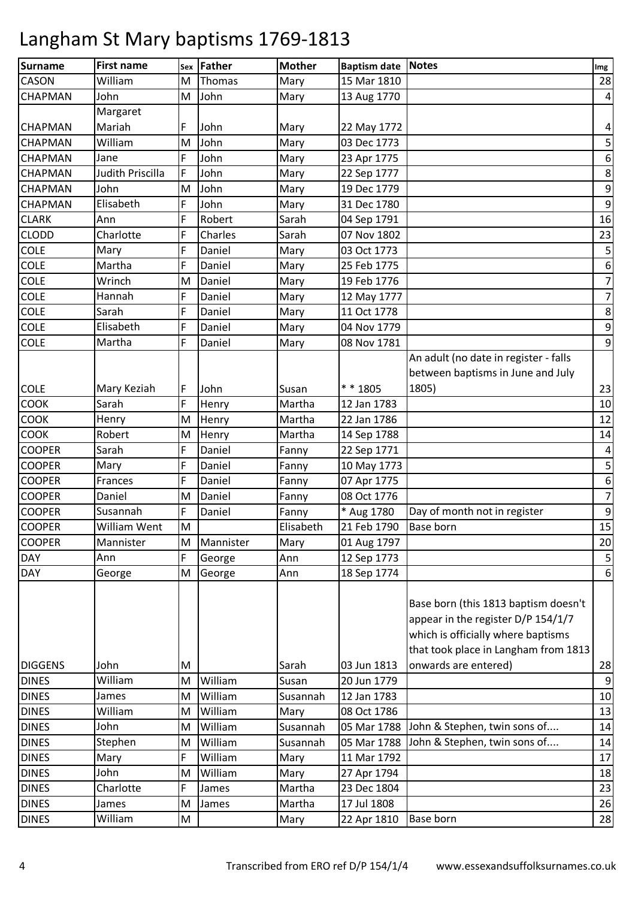# Langham St Mary baptisms 1769-1813

| Surname | First name | Sex | Father | Mother | Baptism date | Notes | Img |
|---|---|---|---|---|---|---|---|
| CASON | William | M | Thomas | Mary | 15 Mar 1810 | | 28 |
| CHAPMAN | John | M | John | Mary | 13 Aug 1770 | | 4 |
| CHAPMAN | Margaret Mariah | F | John | Mary | 22 May 1772 | | 4 |
| CHAPMAN | William | M | John | Mary | 03 Dec 1773 | | 5 |
| CHAPMAN | Jane | F | John | Mary | 23 Apr 1775 | | 6 |
| CHAPMAN | Judith Priscilla | F | John | Mary | 22 Sep 1777 | | 8 |
| CHAPMAN | John | M | John | Mary | 19 Dec 1779 | | 9 |
| CHAPMAN | Elisabeth | F | John | Mary | 31 Dec 1780 | | 9 |
| CLARK | Ann | F | Robert | Sarah | 04 Sep 1791 | | 16 |
| CLODD | Charlotte | F | Charles | Sarah | 07 Nov 1802 | | 23 |
| COLE | Mary | F | Daniel | Mary | 03 Oct 1773 | | 5 |
| COLE | Martha | F | Daniel | Mary | 25 Feb 1775 | | 6 |
| COLE | Wrinch | M | Daniel | Mary | 19 Feb 1776 | | 7 |
| COLE | Hannah | F | Daniel | Mary | 12 May 1777 | | 7 |
| COLE | Sarah | F | Daniel | Mary | 11 Oct 1778 | | 8 |
| COLE | Elisabeth | F | Daniel | Mary | 04 Nov 1779 | | 9 |
| COLE | Martha | F | Daniel | Mary | 08 Nov 1781 | | 9 |
| COLE | Mary Keziah | F | John | Susan | * * 1805 | An adult (no date in register - falls between baptisms in June and July 1805) | 23 |
| COOK | Sarah | F | Henry | Martha | 12 Jan 1783 | | 10 |
| COOK | Henry | M | Henry | Martha | 22 Jan 1786 | | 12 |
| COOK | Robert | M | Henry | Martha | 14 Sep 1788 | | 14 |
| COOPER | Sarah | F | Daniel | Fanny | 22 Sep 1771 | | 4 |
| COOPER | Mary | F | Daniel | Fanny | 10 May 1773 | | 5 |
| COOPER | Frances | F | Daniel | Fanny | 07 Apr 1775 | | 6 |
| COOPER | Daniel | M | Daniel | Fanny | 08 Oct 1776 | | 7 |
| COOPER | Susannah | F | Daniel | Fanny | * Aug 1780 | Day of month not in register | 9 |
| COOPER | William Went | M | | Elisabeth | 21 Feb 1790 | Base born | 15 |
| COOPER | Mannister | M | Mannister | Mary | 01 Aug 1797 | | 20 |
| DAY | Ann | F | George | Ann | 12 Sep 1773 | | 5 |
| DAY | George | M | George | Ann | 18 Sep 1774 | | 6 |
| DIGGENS | John | M | | Sarah | 03 Jun 1813 | Base born (this 1813 baptism doesn't appear in the register D/P 154/1/7 which is officially where baptisms that took place in Langham from 1813 onwards are entered) | 28 |
| DINES | William | M | William | Susan | 20 Jun 1779 | | 9 |
| DINES | James | M | William | Susannah | 12 Jan 1783 | | 10 |
| DINES | William | M | William | Mary | 08 Oct 1786 | | 13 |
| DINES | John | M | William | Susannah | 05 Mar 1788 | John & Stephen, twin sons of.... | 14 |
| DINES | Stephen | M | William | Susannah | 05 Mar 1788 | John & Stephen, twin sons of.... | 14 |
| DINES | Mary | F | William | Mary | 11 Mar 1792 | | 17 |
| DINES | John | M | William | Mary | 27 Apr 1794 | | 18 |
| DINES | Charlotte | F | James | Martha | 23 Dec 1804 | | 23 |
| DINES | James | M | James | Martha | 17 Jul 1808 | | 26 |
| DINES | William | M | | Mary | 22 Apr 1810 | Base born | 28 |

Transcribed from ERO ref D/P 154/1/4    www.essexandsuffolksurnames.co.uk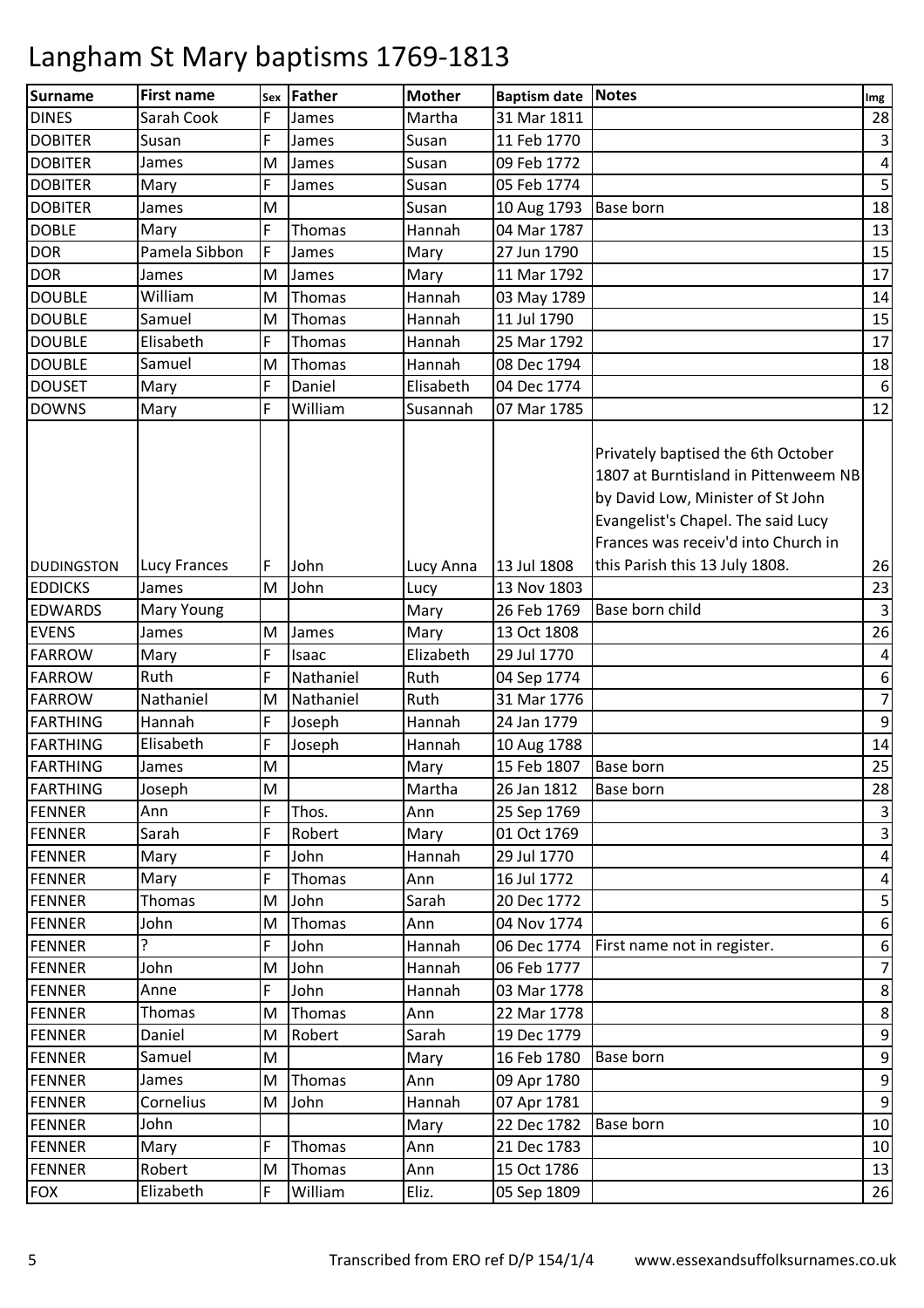# Langham St Mary baptisms 1769-1813

| Surname | First name | Sex | Father | Mother | Baptism date | Notes | Img |
|---|---|---|---|---|---|---|---|
| DINES | Sarah Cook | F | James | Martha | 31 Mar 1811 | | 28 |
| DOBITER | Susan | F | James | Susan | 11 Feb 1770 | | 3 |
| DOBITER | James | M | James | Susan | 09 Feb 1772 | | 4 |
| DOBITER | Mary | F | James | Susan | 05 Feb 1774 | | 5 |
| DOBITER | James | M | | Susan | 10 Aug 1793 | Base born | 18 |
| DOBLE | Mary | F | Thomas | Hannah | 04 Mar 1787 | | 13 |
| DOR | Pamela Sibbon | F | James | Mary | 27 Jun 1790 | | 15 |
| DOR | James | M | James | Mary | 11 Mar 1792 | | 17 |
| DOUBLE | William | M | Thomas | Hannah | 03 May 1789 | | 14 |
| DOUBLE | Samuel | M | Thomas | Hannah | 11 Jul 1790 | | 15 |
| DOUBLE | Elisabeth | F | Thomas | Hannah | 25 Mar 1792 | | 17 |
| DOUBLE | Samuel | M | Thomas | Hannah | 08 Dec 1794 | | 18 |
| DOUSET | Mary | F | Daniel | Elisabeth | 04 Dec 1774 | | 6 |
| DOWNS | Mary | F | William | Susannah | 07 Mar 1785 | | 12 |
| DUDINGSTON | Lucy Frances | F | John | Lucy Anna | 13 Jul 1808 | Privately baptised the 6th October 1807 at Burntisland in Pittenweem NB by David Low, Minister of St John Evangelist's Chapel. The said Lucy Frances was receiv'd into Church in this Parish this 13 July 1808. | 26 |
| EDDICKS | James | M | John | Lucy | 13 Nov 1803 | | 23 |
| EDWARDS | Mary Young | | | Mary | 26 Feb 1769 | Base born child | 3 |
| EVENS | James | M | James | Mary | 13 Oct 1808 | | 26 |
| FARROW | Mary | F | Isaac | Elizabeth | 29 Jul 1770 | | 4 |
| FARROW | Ruth | F | Nathaniel | Ruth | 04 Sep 1774 | | 6 |
| FARROW | Nathaniel | M | Nathaniel | Ruth | 31 Mar 1776 | | 7 |
| FARTHING | Hannah | F | Joseph | Hannah | 24 Jan 1779 | | 9 |
| FARTHING | Elisabeth | F | Joseph | Hannah | 10 Aug 1788 | | 14 |
| FARTHING | James | M | | Mary | 15 Feb 1807 | Base born | 25 |
| FARTHING | Joseph | M | | Martha | 26 Jan 1812 | Base born | 28 |
| FENNER | Ann | F | Thos. | Ann | 25 Sep 1769 | | 3 |
| FENNER | Sarah | F | Robert | Mary | 01 Oct 1769 | | 3 |
| FENNER | Mary | F | John | Hannah | 29 Jul 1770 | | 4 |
| FENNER | Mary | F | Thomas | Ann | 16 Jul 1772 | | 4 |
| FENNER | Thomas | M | John | Sarah | 20 Dec 1772 | | 5 |
| FENNER | John | M | Thomas | Ann | 04 Nov 1774 | | 6 |
| FENNER | ? | F | John | Hannah | 06 Dec 1774 | First name not in register. | 6 |
| FENNER | John | M | John | Hannah | 06 Feb 1777 | | 7 |
| FENNER | Anne | F | John | Hannah | 03 Mar 1778 | | 8 |
| FENNER | Thomas | M | Thomas | Ann | 22 Mar 1778 | | 8 |
| FENNER | Daniel | M | Robert | Sarah | 19 Dec 1779 | | 9 |
| FENNER | Samuel | M | | Mary | 16 Feb 1780 | Base born | 9 |
| FENNER | James | M | Thomas | Ann | 09 Apr 1780 | | 9 |
| FENNER | Cornelius | M | John | Hannah | 07 Apr 1781 | | 9 |
| FENNER | John | | | Mary | 22 Dec 1782 | Base born | 10 |
| FENNER | Mary | F | Thomas | Ann | 21 Dec 1783 | | 10 |
| FENNER | Robert | M | Thomas | Ann | 15 Oct 1786 | | 13 |
| FOX | Elizabeth | F | William | Eliz. | 05 Sep 1809 | | 26 |

Transcribed from ERO ref D/P 154/1/4 www.essexandsuffolksurnames.co.uk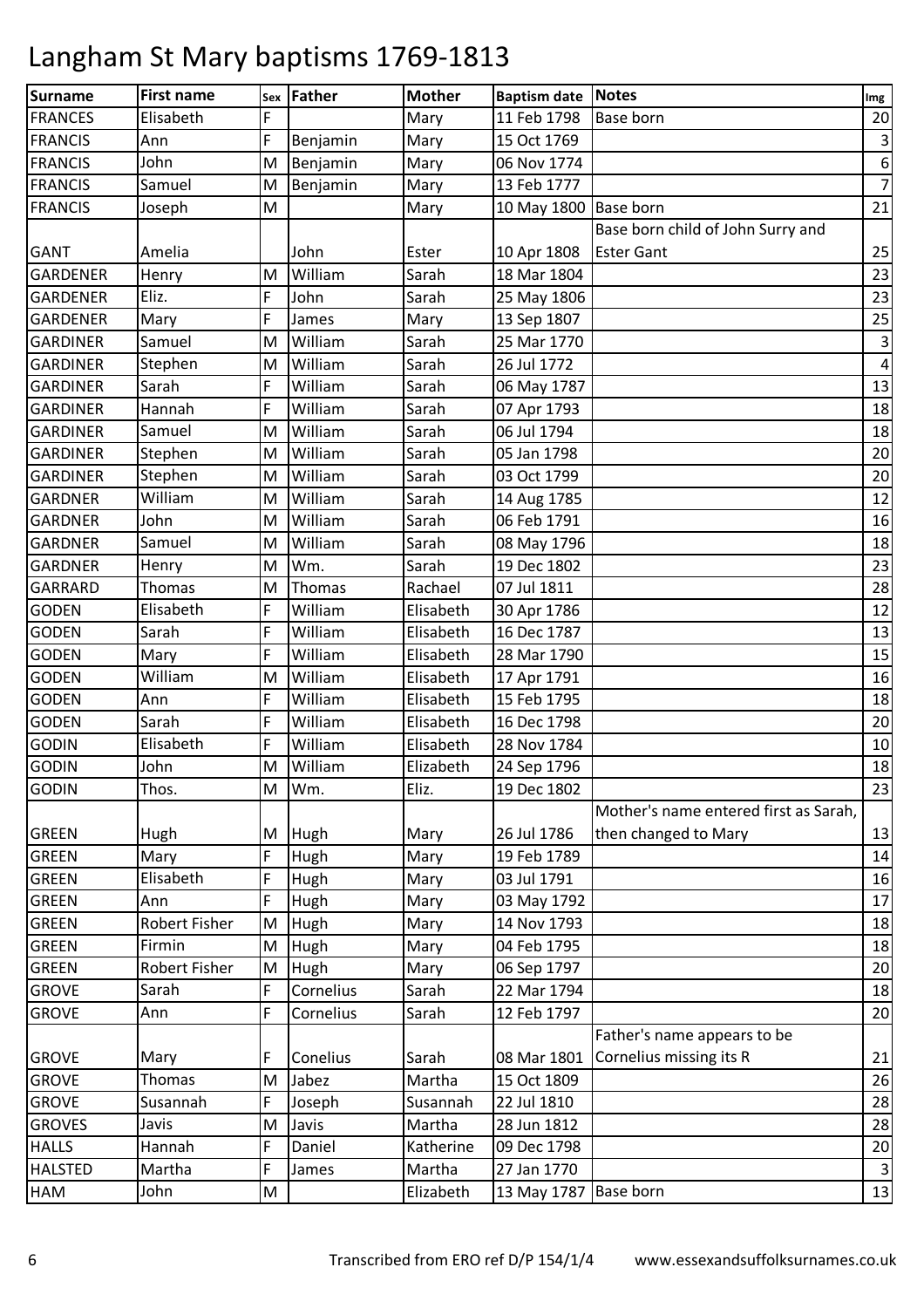# Langham St Mary baptisms 1769-1813

| Surname | First name | Sex | Father | Mother | Baptism date | Notes | Img |
|---|---|---|---|---|---|---|---|
| FRANCES | Elisabeth | F | | Mary | 11 Feb 1798 | Base born | 20 |
| FRANCIS | Ann | F | Benjamin | Mary | 15 Oct 1769 | | 3 |
| FRANCIS | John | M | Benjamin | Mary | 06 Nov 1774 | | 6 |
| FRANCIS | Samuel | M | Benjamin | Mary | 13 Feb 1777 | | 7 |
| FRANCIS | Joseph | M | | Mary | 10 May 1800 | Base born | 21 |
| GANT | Amelia | | John | Ester | 10 Apr 1808 | Base born child of John Surry and Ester Gant | 25 |
| GARDENER | Henry | M | William | Sarah | 18 Mar 1804 | | 23 |
| GARDENER | Eliz. | F | John | Sarah | 25 May 1806 | | 23 |
| GARDENER | Mary | F | James | Mary | 13 Sep 1807 | | 25 |
| GARDINER | Samuel | M | William | Sarah | 25 Mar 1770 | | 3 |
| GARDINER | Stephen | M | William | Sarah | 26 Jul 1772 | | 4 |
| GARDINER | Sarah | F | William | Sarah | 06 May 1787 | | 13 |
| GARDINER | Hannah | F | William | Sarah | 07 Apr 1793 | | 18 |
| GARDINER | Samuel | M | William | Sarah | 06 Jul 1794 | | 18 |
| GARDINER | Stephen | M | William | Sarah | 05 Jan 1798 | | 20 |
| GARDINER | Stephen | M | William | Sarah | 03 Oct 1799 | | 20 |
| GARDNER | William | M | William | Sarah | 14 Aug 1785 | | 12 |
| GARDNER | John | M | William | Sarah | 06 Feb 1791 | | 16 |
| GARDNER | Samuel | M | William | Sarah | 08 May 1796 | | 18 |
| GARDNER | Henry | M | Wm. | Sarah | 19 Dec 1802 | | 23 |
| GARRARD | Thomas | M | Thomas | Rachael | 07 Jul 1811 | | 28 |
| GODEN | Elisabeth | F | William | Elisabeth | 30 Apr 1786 | | 12 |
| GODEN | Sarah | F | William | Elisabeth | 16 Dec 1787 | | 13 |
| GODEN | Mary | F | William | Elisabeth | 28 Mar 1790 | | 15 |
| GODEN | William | M | William | Elisabeth | 17 Apr 1791 | | 16 |
| GODEN | Ann | F | William | Elisabeth | 15 Feb 1795 | | 18 |
| GODEN | Sarah | F | William | Elisabeth | 16 Dec 1798 | | 20 |
| GODIN | Elisabeth | F | William | Elisabeth | 28 Nov 1784 | | 10 |
| GODIN | John | M | William | Elizabeth | 24 Sep 1796 | | 18 |
| GODIN | Thos. | M | Wm. | Eliz. | 19 Dec 1802 | | 23 |
| GREEN | Hugh | M | Hugh | Mary | 26 Jul 1786 | Mother's name entered first as Sarah, then changed to Mary | 13 |
| GREEN | Mary | F | Hugh | Mary | 19 Feb 1789 | | 14 |
| GREEN | Elisabeth | F | Hugh | Mary | 03 Jul 1791 | | 16 |
| GREEN | Ann | F | Hugh | Mary | 03 May 1792 | | 17 |
| GREEN | Robert Fisher | M | Hugh | Mary | 14 Nov 1793 | | 18 |
| GREEN | Firmin | M | Hugh | Mary | 04 Feb 1795 | | 18 |
| GREEN | Robert Fisher | M | Hugh | Mary | 06 Sep 1797 | | 20 |
| GROVE | Sarah | F | Cornelius | Sarah | 22 Mar 1794 | | 18 |
| GROVE | Ann | F | Cornelius | Sarah | 12 Feb 1797 | | 20 |
| GROVE | Mary | F | Conelius | Sarah | 08 Mar 1801 | Father's name appears to be Cornelius missing its R | 21 |
| GROVE | Thomas | M | Jabez | Martha | 15 Oct 1809 | | 26 |
| GROVE | Susannah | F | Joseph | Susannah | 22 Jul 1810 | | 28 |
| GROVES | Javis | M | Javis | Martha | 28 Jun 1812 | | 28 |
| HALLS | Hannah | F | Daniel | Katherine | 09 Dec 1798 | | 20 |
| HALSTED | Martha | F | James | Martha | 27 Jan 1770 | | 3 |
| HAM | John | M | | Elizabeth | 13 May 1787 | Base born | 13 |

Transcribed from ERO ref D/P 154/1/4 www.essexandsuffolksurnames.co.uk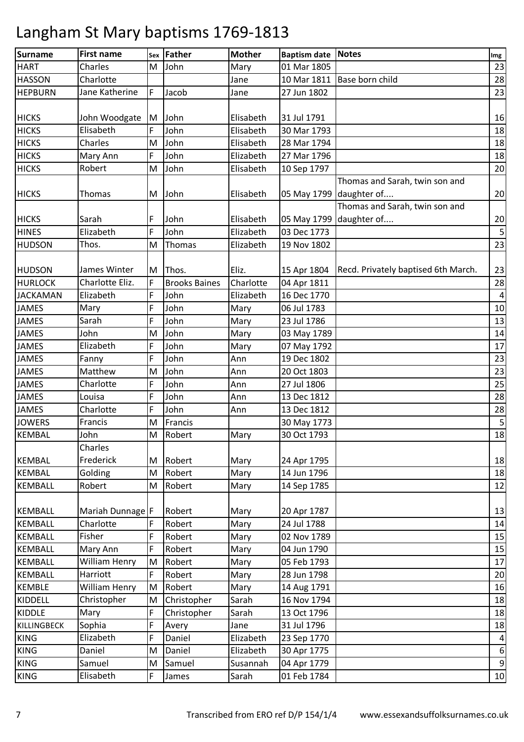# Langham St Mary baptisms 1769-1813

| Surname | First name | Sex | Father | Mother | Baptism date | Notes | Img |
|---|---|---|---|---|---|---|---|
| HART | Charles | M | John | Mary | 01 Mar 1805 | | 23 |
| HASSON | Charlotte | | | Jane | 10 Mar 1811 | Base born child | 28 |
| HEPBURN | Jane Katherine | F | Jacob | Jane | 27 Jun 1802 | | 23 |
| HICKS | John Woodgate | M | John | Elisabeth | 31 Jul 1791 | | 16 |
| HICKS | Elisabeth | F | John | Elisabeth | 30 Mar 1793 | | 18 |
| HICKS | Charles | M | John | Elisabeth | 28 Mar 1794 | | 18 |
| HICKS | Mary Ann | F | John | Elizabeth | 27 Mar 1796 | | 18 |
| HICKS | Robert | M | John | Elisabeth | 10 Sep 1797 | | 20 |
| HICKS | Thomas | M | John | Elisabeth | 05 May 1799 | Thomas and Sarah, twin son and daughter of.... | 20 |
| HICKS | Sarah | F | John | Elisabeth | 05 May 1799 | Thomas and Sarah, twin son and daughter of.... | 20 |
| HINES | Elizabeth | F | John | Elizabeth | 03 Dec 1773 | | 5 |
| HUDSON | Thos. | M | Thomas | Elizabeth | 19 Nov 1802 | | 23 |
| HUDSON | James Winter | M | Thos. | Eliz. | 15 Apr 1804 | Recd. Privately baptised 6th March. | 23 |
| HURLOCK | Charlotte Eliz. | F | Brooks Baines | Charlotte | 04 Apr 1811 | | 28 |
| JACKAMAN | Elizabeth | F | John | Elizabeth | 16 Dec 1770 | | 4 |
| JAMES | Mary | F | John | Mary | 06 Jul 1783 | | 10 |
| JAMES | Sarah | F | John | Mary | 23 Jul 1786 | | 13 |
| JAMES | John | M | John | Mary | 03 May 1789 | | 14 |
| JAMES | Elizabeth | F | John | Mary | 07 May 1792 | | 17 |
| JAMES | Fanny | F | John | Ann | 19 Dec 1802 | | 23 |
| JAMES | Matthew | M | John | Ann | 20 Oct 1803 | | 23 |
| JAMES | Charlotte | F | John | Ann | 27 Jul 1806 | | 25 |
| JAMES | Louisa | F | John | Ann | 13 Dec 1812 | | 28 |
| JAMES | Charlotte | F | John | Ann | 13 Dec 1812 | | 28 |
| JOWERS | Francis | M | Francis | | 30 May 1773 | | 5 |
| KEMBAL | John | M | Robert | Mary | 30 Oct 1793 | | 18 |
| KEMBAL | Charles Frederick | M | Robert | Mary | 24 Apr 1795 | | 18 |
| KEMBAL | Golding | M | Robert | Mary | 14 Jun 1796 | | 18 |
| KEMBALL | Robert | M | Robert | Mary | 14 Sep 1785 | | 12 |
| KEMBALL | Mariah Dunnage | F | Robert | Mary | 20 Apr 1787 | | 13 |
| KEMBALL | Charlotte | F | Robert | Mary | 24 Jul 1788 | | 14 |
| KEMBALL | Fisher | F | Robert | Mary | 02 Nov 1789 | | 15 |
| KEMBALL | Mary Ann | F | Robert | Mary | 04 Jun 1790 | | 15 |
| KEMBALL | William Henry | M | Robert | Mary | 05 Feb 1793 | | 17 |
| KEMBALL | Harriott | F | Robert | Mary | 28 Jun 1798 | | 20 |
| KEMBLE | William Henry | M | Robert | Mary | 14 Aug 1791 | | 16 |
| KIDDELL | Christopher | M | Christopher | Sarah | 16 Nov 1794 | | 18 |
| KIDDLE | Mary | F | Christopher | Sarah | 13 Oct 1796 | | 18 |
| KILLINGBECK | Sophia | F | Avery | Jane | 31 Jul 1796 | | 18 |
| KING | Elizabeth | F | Daniel | Elizabeth | 23 Sep 1770 | | 4 |
| KING | Daniel | M | Daniel | Elizabeth | 30 Apr 1775 | | 6 |
| KING | Samuel | M | Samuel | Susannah | 04 Apr 1779 | | 9 |
| KING | Elisabeth | F | James | Sarah | 01 Feb 1784 | | 10 |

Transcribed from ERO ref D/P 154/1/4 www.essexandsuffolksurnames.co.uk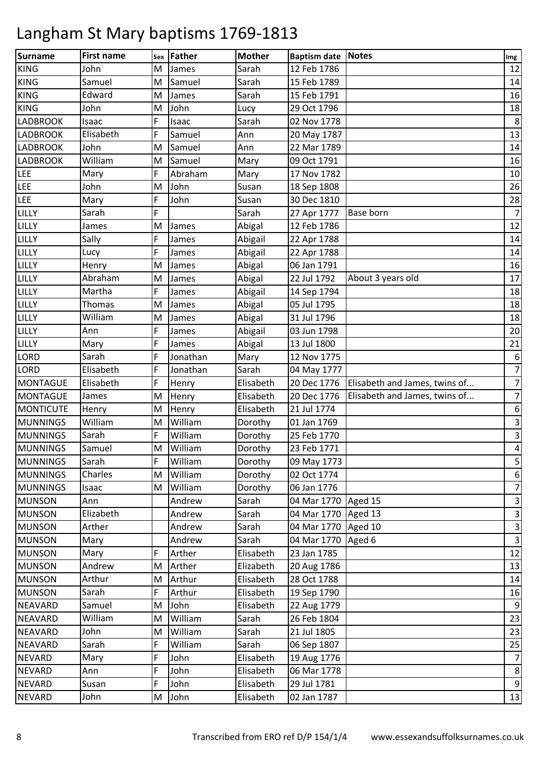# Langham St Mary baptisms 1769-1813

| Surname | First name | Sex | Father | Mother | Baptism date | Notes | Img |
|---|---|---|---|---|---|---|---|
| KING | John | M | James | Sarah | 12 Feb 1786 | | 12 |
| KING | Samuel | M | Samuel | Sarah | 15 Feb 1789 | | 14 |
| KING | Edward | M | James | Sarah | 15 Feb 1791 | | 16 |
| KING | John | M | John | Lucy | 29 Oct 1796 | | 18 |
| LADBROOK | Isaac | F | Isaac | Sarah | 02 Nov 1778 | | 8 |
| LADBROOK | Elisabeth | F | Samuel | Ann | 20 May 1787 | | 13 |
| LADBROOK | John | M | Samuel | Ann | 22 Mar 1789 | | 14 |
| LADBROOK | William | M | Samuel | Mary | 09 Oct 1791 | | 16 |
| LEE | Mary | F | Abraham | Mary | 17 Nov 1782 | | 10 |
| LEE | John | M | John | Susan | 18 Sep 1808 | | 26 |
| LEE | Mary | F | John | Susan | 30 Dec 1810 | | 28 |
| LILLY | Sarah | F | | Sarah | 27 Apr 1777 | Base born | 7 |
| LILLY | James | M | James | Abigal | 12 Feb 1786 | | 12 |
| LILLY | Sally | F | James | Abigail | 22 Apr 1788 | | 14 |
| LILLY | Lucy | F | James | Abigail | 22 Apr 1788 | | 14 |
| LILLY | Henry | M | James | Abigal | 06 Jan 1791 | | 16 |
| LILLY | Abraham | M | James | Abigal | 22 Jul 1792 | About 3 years old | 17 |
| LILLY | Martha | F | James | Abigail | 14 Sep 1794 | | 18 |
| LILLY | Thomas | M | James | Abigal | 05 Jul 1795 | | 18 |
| LILLY | William | M | James | Abigal | 31 Jul 1796 | | 18 |
| LILLY | Ann | F | James | Abigail | 03 Jun 1798 | | 20 |
| LILLY | Mary | F | James | Abigal | 13 Jul 1800 | | 21 |
| LORD | Sarah | F | Jonathan | Mary | 12 Nov 1775 | | 6 |
| LORD | Elisabeth | F | Jonathan | Sarah | 04 May 1777 | | 7 |
| MONTAGUE | Elisabeth | F | Henry | Elisabeth | 20 Dec 1776 | Elisabeth and James, twins of... | 7 |
| MONTAGUE | James | M | Henry | Elisabeth | 20 Dec 1776 | Elisabeth and James, twins of... | 7 |
| MONTICUTE | Henry | M | Henry | Elisabeth | 21 Jul 1774 | | 6 |
| MUNNINGS | William | M | William | Dorothy | 01 Jan 1769 | | 3 |
| MUNNINGS | Sarah | F | William | Dorothy | 25 Feb 1770 | | 3 |
| MUNNINGS | Samuel | M | William | Dorothy | 23 Feb 1771 | | 4 |
| MUNNINGS | Sarah | F | William | Dorothy | 09 May 1773 | | 5 |
| MUNNINGS | Charles | M | William | Dorothy | 02 Oct 1774 | | 6 |
| MUNNINGS | Isaac | M | William | Dorothy | 06 Jan 1776 | | 7 |
| MUNSON | Ann | | Andrew | Sarah | 04 Mar 1770 | Aged 15 | 3 |
| MUNSON | Elizabeth | | Andrew | Sarah | 04 Mar 1770 | Aged 13 | 3 |
| MUNSON | Arther | | Andrew | Sarah | 04 Mar 1770 | Aged 10 | 3 |
| MUNSON | Mary | | Andrew | Sarah | 04 Mar 1770 | Aged 6 | 3 |
| MUNSON | Mary | F | Arther | Elisabeth | 23 Jan 1785 | | 12 |
| MUNSON | Andrew | M | Arther | Elizabeth | 20 Aug 1786 | | 13 |
| MUNSON | Arthur | M | Arthur | Elisabeth | 28 Oct 1788 | | 14 |
| MUNSON | Sarah | F | Arthur | Elisabeth | 19 Sep 1790 | | 16 |
| NEAVARD | Samuel | M | John | Elisabeth | 22 Aug 1779 | | 9 |
| NEAVARD | William | M | William | Sarah | 26 Feb 1804 | | 23 |
| NEAVARD | John | M | William | Sarah | 21 Jul 1805 | | 23 |
| NEAVARD | Sarah | F | William | Sarah | 06 Sep 1807 | | 25 |
| NEVARD | Mary | F | John | Elisabeth | 19 Aug 1776 | | 7 |
| NEVARD | Ann | F | John | Elisabeth | 06 Mar 1778 | | 8 |
| NEVARD | Susan | F | John | Elisabeth | 29 Jul 1781 | | 9 |
| NEVARD | John | M | John | Elisabeth | 02 Jan 1787 | | 13 |

Transcribed from ERO ref D/P 154/1/4 www.essexandsuffolksurnames.co.uk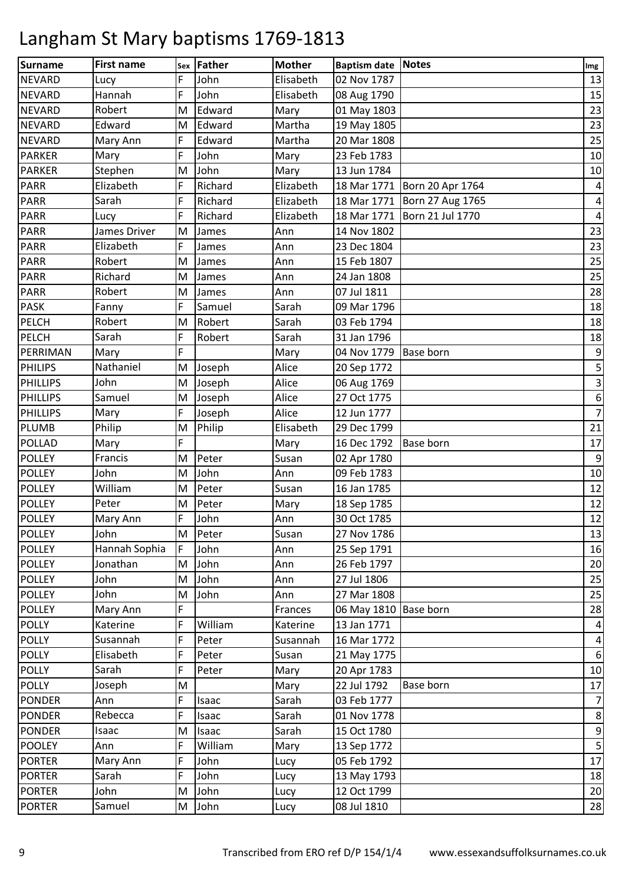# Langham St Mary baptisms 1769-1813

| Surname | First name | Sex | Father | Mother | Baptism date | Notes | Img |
|---|---|---|---|---|---|---|---|
| NEVARD | Lucy | F | John | Elisabeth | 02 Nov 1787 | | 13 |
| NEVARD | Hannah | F | John | Elisabeth | 08 Aug 1790 | | 15 |
| NEVARD | Robert | M | Edward | Mary | 01 May 1803 | | 23 |
| NEVARD | Edward | M | Edward | Martha | 19 May 1805 | | 23 |
| NEVARD | Mary Ann | F | Edward | Martha | 20 Mar 1808 | | 25 |
| PARKER | Mary | F | John | Mary | 23 Feb 1783 | | 10 |
| PARKER | Stephen | M | John | Mary | 13 Jun 1784 | | 10 |
| PARR | Elizabeth | F | Richard | Elizabeth | 18 Mar 1771 | Born 20 Apr 1764 | 4 |
| PARR | Sarah | F | Richard | Elizabeth | 18 Mar 1771 | Born 27 Aug 1765 | 4 |
| PARR | Lucy | F | Richard | Elizabeth | 18 Mar 1771 | Born 21 Jul 1770 | 4 |
| PARR | James Driver | M | James | Ann | 14 Nov 1802 | | 23 |
| PARR | Elizabeth | F | James | Ann | 23 Dec 1804 | | 23 |
| PARR | Robert | M | James | Ann | 15 Feb 1807 | | 25 |
| PARR | Richard | M | James | Ann | 24 Jan 1808 | | 25 |
| PARR | Robert | M | James | Ann | 07 Jul 1811 | | 28 |
| PASK | Fanny | F | Samuel | Sarah | 09 Mar 1796 | | 18 |
| PELCH | Robert | M | Robert | Sarah | 03 Feb 1794 | | 18 |
| PELCH | Sarah | F | Robert | Sarah | 31 Jan 1796 | | 18 |
| PERRIMAN | Mary | F | | Mary | 04 Nov 1779 | Base born | 9 |
| PHILIPS | Nathaniel | M | Joseph | Alice | 20 Sep 1772 | | 5 |
| PHILLIPS | John | M | Joseph | Alice | 06 Aug 1769 | | 3 |
| PHILLIPS | Samuel | M | Joseph | Alice | 27 Oct 1775 | | 6 |
| PHILLIPS | Mary | F | Joseph | Alice | 12 Jun 1777 | | 7 |
| PLUMB | Philip | M | Philip | Elisabeth | 29 Dec 1799 | | 21 |
| POLLAD | Mary | F | | Mary | 16 Dec 1792 | Base born | 17 |
| POLLEY | Francis | M | Peter | Susan | 02 Apr 1780 | | 9 |
| POLLEY | John | M | John | Ann | 09 Feb 1783 | | 10 |
| POLLEY | William | M | Peter | Susan | 16 Jan 1785 | | 12 |
| POLLEY | Peter | M | Peter | Mary | 18 Sep 1785 | | 12 |
| POLLEY | Mary Ann | F | John | Ann | 30 Oct 1785 | | 12 |
| POLLEY | John | M | Peter | Susan | 27 Nov 1786 | | 13 |
| POLLEY | Hannah Sophia | F | John | Ann | 25 Sep 1791 | | 16 |
| POLLEY | Jonathan | M | John | Ann | 26 Feb 1797 | | 20 |
| POLLEY | John | M | John | Ann | 27 Jul 1806 | | 25 |
| POLLEY | John | M | John | Ann | 27 Mar 1808 | | 25 |
| POLLEY | Mary Ann | F | | Frances | 06 May 1810 | Base born | 28 |
| POLLY | Katerine | F | William | Katerine | 13 Jan 1771 | | 4 |
| POLLY | Susannah | F | Peter | Susannah | 16 Mar 1772 | | 4 |
| POLLY | Elisabeth | F | Peter | Susan | 21 May 1775 | | 6 |
| POLLY | Sarah | F | Peter | Mary | 20 Apr 1783 | | 10 |
| POLLY | Joseph | M | | Mary | 22 Jul 1792 | Base born | 17 |
| PONDER | Ann | F | Isaac | Sarah | 03 Feb 1777 | | 7 |
| PONDER | Rebecca | F | Isaac | Sarah | 01 Nov 1778 | | 8 |
| PONDER | Isaac | M | Isaac | Sarah | 15 Oct 1780 | | 9 |
| POOLEY | Ann | F | William | Mary | 13 Sep 1772 | | 5 |
| PORTER | Mary Ann | F | John | Lucy | 05 Feb 1792 | | 17 |
| PORTER | Sarah | F | John | Lucy | 13 May 1793 | | 18 |
| PORTER | John | M | John | Lucy | 12 Oct 1799 | | 20 |
| PORTER | Samuel | M | John | Lucy | 08 Jul 1810 | | 28 |

Transcribed from ERO ref D/P 154/1/4 www.essexandsuffolksurnames.co.uk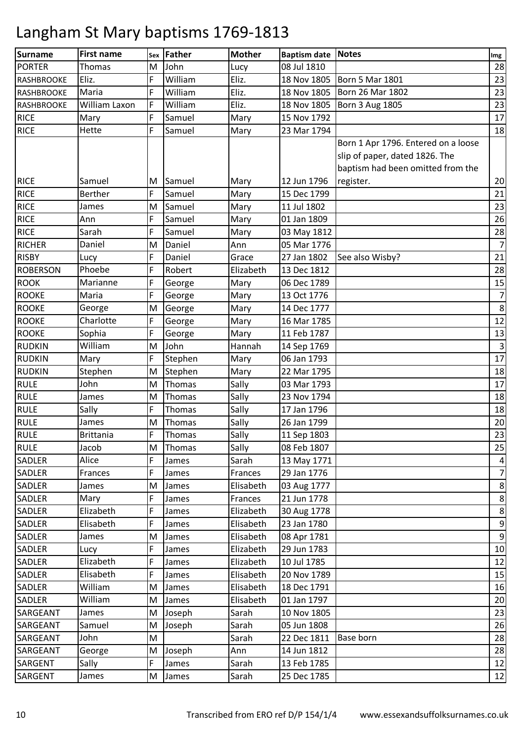# Langham St Mary baptisms 1769-1813

| Surname | First name | Sex | Father | Mother | Baptism date | Notes | Img |
|---|---|---|---|---|---|---|---|
| PORTER | Thomas | M | John | Lucy | 08 Jul 1810 | | 28 |
| RASHBROOKE | Eliz. | F | William | Eliz. | 18 Nov 1805 | Born 5 Mar 1801 | 23 |
| RASHBROOKE | Maria | F | William | Eliz. | 18 Nov 1805 | Born 26 Mar 1802 | 23 |
| RASHBROOKE | William Laxon | F | William | Eliz. | 18 Nov 1805 | Born 3 Aug 1805 | 23 |
| RICE | Mary | F | Samuel | Mary | 15 Nov 1792 | | 17 |
| RICE | Hette | F | Samuel | Mary | 23 Mar 1794 | | 18 |
| RICE | Samuel | M | Samuel | Mary | 12 Jun 1796 | Born 1 Apr 1796. Entered on a loose slip of paper, dated 1826. The baptism had been omitted from the register. | 20 |
| RICE | Berther | F | Samuel | Mary | 15 Dec 1799 | | 21 |
| RICE | James | M | Samuel | Mary | 11 Jul 1802 | | 23 |
| RICE | Ann | F | Samuel | Mary | 01 Jan 1809 | | 26 |
| RICE | Sarah | F | Samuel | Mary | 03 May 1812 | | 28 |
| RICHER | Daniel | M | Daniel | Ann | 05 Mar 1776 | | 7 |
| RISBY | Lucy | F | Daniel | Grace | 27 Jan 1802 | See also Wisby? | 21 |
| ROBERSON | Phoebe | F | Robert | Elizabeth | 13 Dec 1812 | | 28 |
| ROOK | Marianne | F | George | Mary | 06 Dec 1789 | | 15 |
| ROOKE | Maria | F | George | Mary | 13 Oct 1776 | | 7 |
| ROOKE | George | M | George | Mary | 14 Dec 1777 | | 8 |
| ROOKE | Charlotte | F | George | Mary | 16 Mar 1785 | | 12 |
| ROOKE | Sophia | F | George | Mary | 11 Feb 1787 | | 13 |
| RUDKIN | William | M | John | Hannah | 14 Sep 1769 | | 3 |
| RUDKIN | Mary | F | Stephen | Mary | 06 Jan 1793 | | 17 |
| RUDKIN | Stephen | M | Stephen | Mary | 22 Mar 1795 | | 18 |
| RULE | John | M | Thomas | Sally | 03 Mar 1793 | | 17 |
| RULE | James | M | Thomas | Sally | 23 Nov 1794 | | 18 |
| RULE | Sally | F | Thomas | Sally | 17 Jan 1796 | | 18 |
| RULE | James | M | Thomas | Sally | 26 Jan 1799 | | 20 |
| RULE | Brittania | F | Thomas | Sally | 11 Sep 1803 | | 23 |
| RULE | Jacob | M | Thomas | Sally | 08 Feb 1807 | | 25 |
| SADLER | Alice | F | James | Sarah | 13 May 1771 | | 4 |
| SADLER | Frances | F | James | Frances | 29 Jan 1776 | | 7 |
| SADLER | James | M | James | Elisabeth | 03 Aug 1777 | | 8 |
| SADLER | Mary | F | James | Frances | 21 Jun 1778 | | 8 |
| SADLER | Elizabeth | F | James | Elizabeth | 30 Aug 1778 | | 8 |
| SADLER | Elisabeth | F | James | Elisabeth | 23 Jan 1780 | | 9 |
| SADLER | James | M | James | Elisabeth | 08 Apr 1781 | | 9 |
| SADLER | Lucy | F | James | Elizabeth | 29 Jun 1783 | | 10 |
| SADLER | Elizabeth | F | James | Elizabeth | 10 Jul 1785 | | 12 |
| SADLER | Elisabeth | F | James | Elisabeth | 20 Nov 1789 | | 15 |
| SADLER | William | M | James | Elisabeth | 18 Dec 1791 | | 16 |
| SADLER | William | M | James | Elisabeth | 01 Jan 1797 | | 20 |
| SARGEANT | James | M | Joseph | Sarah | 10 Nov 1805 | | 23 |
| SARGEANT | Samuel | M | Joseph | Sarah | 05 Jun 1808 | | 26 |
| SARGEANT | John | M | | Sarah | 22 Dec 1811 | Base born | 28 |
| SARGEANT | George | M | Joseph | Ann | 14 Jun 1812 | | 28 |
| SARGENT | Sally | F | James | Sarah | 13 Feb 1785 | | 12 |
| SARGENT | James | M | James | Sarah | 25 Dec 1785 | | 12 |

Transcribed from ERO ref D/P 154/1/4 www.essexandsuffolksurnames.co.uk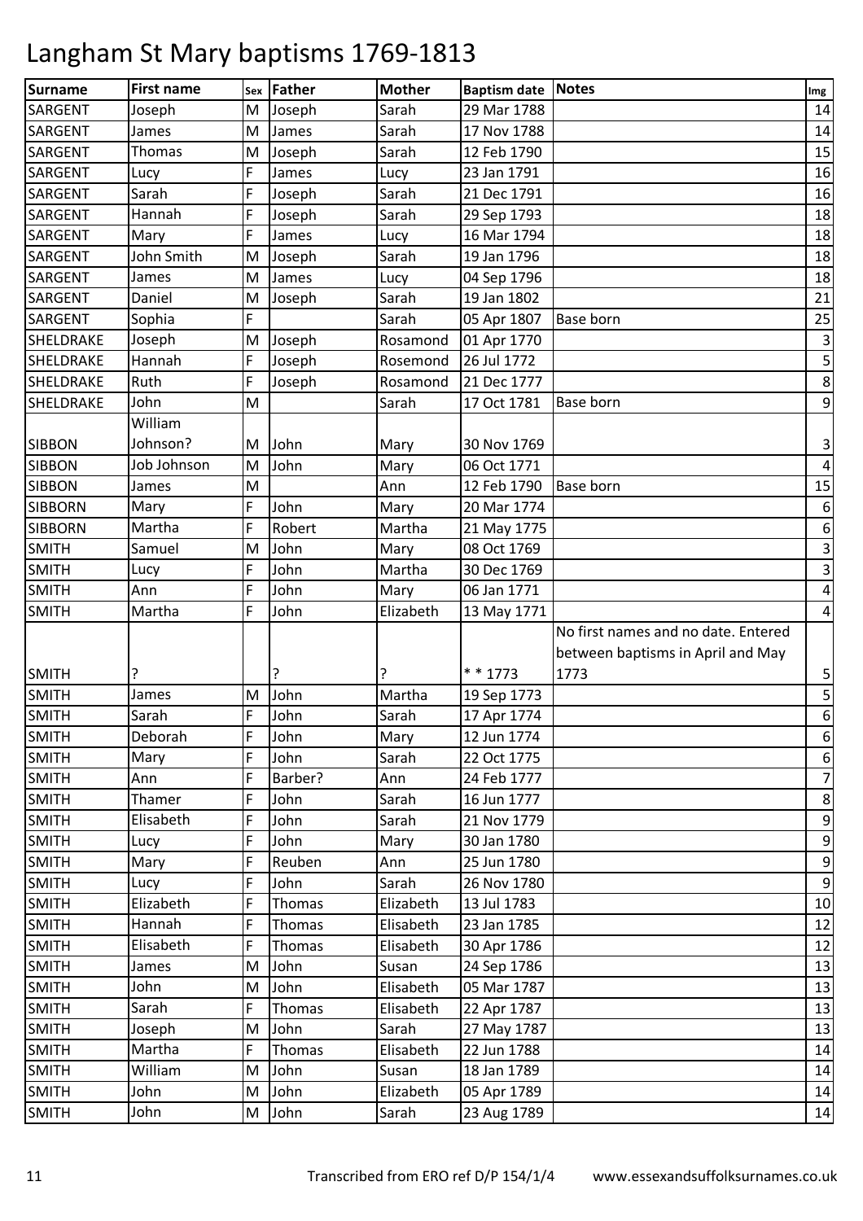# Langham St Mary baptisms 1769-1813

| Surname | First name | Sex | Father | Mother | Baptism date | Notes | Img |
|---|---|---|---|---|---|---|---|
| SARGENT | Joseph | M | Joseph | Sarah | 29 Mar 1788 | | 14 |
| SARGENT | James | M | James | Sarah | 17 Nov 1788 | | 14 |
| SARGENT | Thomas | M | Joseph | Sarah | 12 Feb 1790 | | 15 |
| SARGENT | Lucy | F | James | Lucy | 23 Jan 1791 | | 16 |
| SARGENT | Sarah | F | Joseph | Sarah | 21 Dec 1791 | | 16 |
| SARGENT | Hannah | F | Joseph | Sarah | 29 Sep 1793 | | 18 |
| SARGENT | Mary | F | James | Lucy | 16 Mar 1794 | | 18 |
| SARGENT | John Smith | M | Joseph | Sarah | 19 Jan 1796 | | 18 |
| SARGENT | James | M | James | Lucy | 04 Sep 1796 | | 18 |
| SARGENT | Daniel | M | Joseph | Sarah | 19 Jan 1802 | | 21 |
| SARGENT | Sophia | F | | Sarah | 05 Apr 1807 | Base born | 25 |
| SHELDRAKE | Joseph | M | Joseph | Rosamond | 01 Apr 1770 | | 3 |
| SHELDRAKE | Hannah | F | Joseph | Rosemond | 26 Jul 1772 | | 5 |
| SHELDRAKE | Ruth | F | Joseph | Rosamond | 21 Dec 1777 | | 8 |
| SHELDRAKE | John | M | | Sarah | 17 Oct 1781 | Base born | 9 |
| SIBBON | William Johnson? | M | John | Mary | 30 Nov 1769 | | 3 |
| SIBBON | Job Johnson | M | John | Mary | 06 Oct 1771 | | 4 |
| SIBBON | James | M | | Ann | 12 Feb 1790 | Base born | 15 |
| SIBBORN | Mary | F | John | Mary | 20 Mar 1774 | | 6 |
| SIBBORN | Martha | F | Robert | Martha | 21 May 1775 | | 6 |
| SMITH | Samuel | M | John | Mary | 08 Oct 1769 | | 3 |
| SMITH | Lucy | F | John | Martha | 30 Dec 1769 | | 3 |
| SMITH | Ann | F | John | Mary | 06 Jan 1771 | | 4 |
| SMITH | Martha | F | John | Elizabeth | 13 May 1771 | | 4 |
| SMITH | ? | | ? | ? | * * 1773 | No first names and no date. Entered between baptisms in April and May 1773 | 5 |
| SMITH | James | M | John | Martha | 19 Sep 1773 | | 5 |
| SMITH | Sarah | F | John | Sarah | 17 Apr 1774 | | 6 |
| SMITH | Deborah | F | John | Mary | 12 Jun 1774 | | 6 |
| SMITH | Mary | F | John | Sarah | 22 Oct 1775 | | 6 |
| SMITH | Ann | F | Barber? | Ann | 24 Feb 1777 | | 7 |
| SMITH | Thamer | F | John | Sarah | 16 Jun 1777 | | 8 |
| SMITH | Elisabeth | F | John | Sarah | 21 Nov 1779 | | 9 |
| SMITH | Lucy | F | John | Mary | 30 Jan 1780 | | 9 |
| SMITH | Mary | F | Reuben | Ann | 25 Jun 1780 | | 9 |
| SMITH | Lucy | F | John | Sarah | 26 Nov 1780 | | 9 |
| SMITH | Elizabeth | F | Thomas | Elizabeth | 13 Jul 1783 | | 10 |
| SMITH | Hannah | F | Thomas | Elisabeth | 23 Jan 1785 | | 12 |
| SMITH | Elisabeth | F | Thomas | Elisabeth | 30 Apr 1786 | | 12 |
| SMITH | James | M | John | Susan | 24 Sep 1786 | | 13 |
| SMITH | John | M | John | Elisabeth | 05 Mar 1787 | | 13 |
| SMITH | Sarah | F | Thomas | Elisabeth | 22 Apr 1787 | | 13 |
| SMITH | Joseph | M | John | Sarah | 27 May 1787 | | 13 |
| SMITH | Martha | F | Thomas | Elisabeth | 22 Jun 1788 | | 14 |
| SMITH | William | M | John | Susan | 18 Jan 1789 | | 14 |
| SMITH | John | M | John | Elizabeth | 05 Apr 1789 | | 14 |
| SMITH | John | M | John | Sarah | 23 Aug 1789 | | 14 |

Transcribed from ERO ref D/P 154/1/4 www.essexandsuffolksurnames.co.uk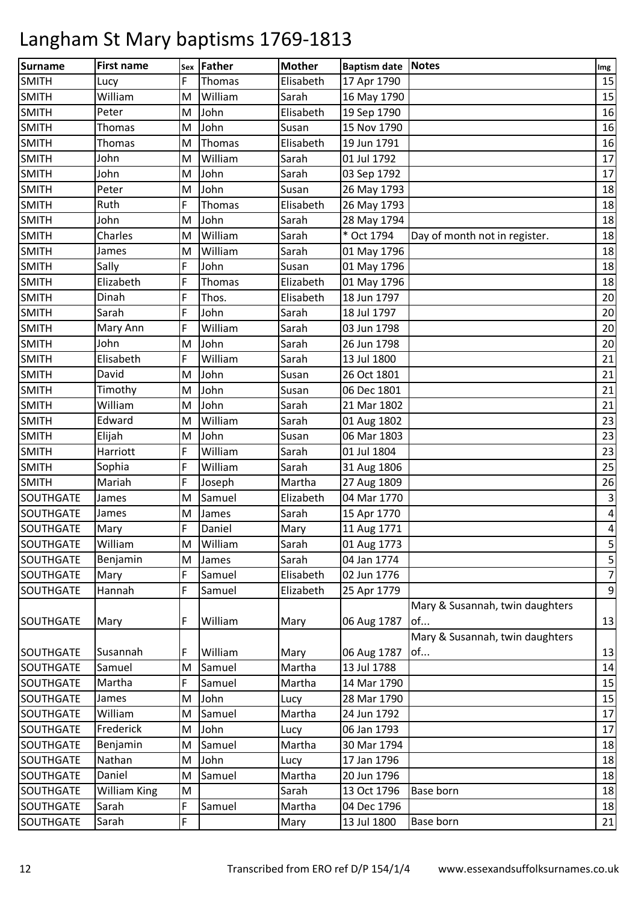# Langham St Mary baptisms 1769-1813

| Surname | First name | Sex | Father | Mother | Baptism date | Notes | Img |
|---|---|---|---|---|---|---|---|
| SMITH | Lucy | F | Thomas | Elisabeth | 17 Apr 1790 | | 15 |
| SMITH | William | M | William | Sarah | 16 May 1790 | | 15 |
| SMITH | Peter | M | John | Elisabeth | 19 Sep 1790 | | 16 |
| SMITH | Thomas | M | John | Susan | 15 Nov 1790 | | 16 |
| SMITH | Thomas | M | Thomas | Elisabeth | 19 Jun 1791 | | 16 |
| SMITH | John | M | William | Sarah | 01 Jul 1792 | | 17 |
| SMITH | John | M | John | Sarah | 03 Sep 1792 | | 17 |
| SMITH | Peter | M | John | Susan | 26 May 1793 | | 18 |
| SMITH | Ruth | F | Thomas | Elisabeth | 26 May 1793 | | 18 |
| SMITH | John | M | John | Sarah | 28 May 1794 | | 18 |
| SMITH | Charles | M | William | Sarah | * Oct 1794 | Day of month not in register. | 18 |
| SMITH | James | M | William | Sarah | 01 May 1796 | | 18 |
| SMITH | Sally | F | John | Susan | 01 May 1796 | | 18 |
| SMITH | Elizabeth | F | Thomas | Elizabeth | 01 May 1796 | | 18 |
| SMITH | Dinah | F | Thos. | Elisabeth | 18 Jun 1797 | | 20 |
| SMITH | Sarah | F | John | Sarah | 18 Jul 1797 | | 20 |
| SMITH | Mary Ann | F | William | Sarah | 03 Jun 1798 | | 20 |
| SMITH | John | M | John | Sarah | 26 Jun 1798 | | 20 |
| SMITH | Elisabeth | F | William | Sarah | 13 Jul 1800 | | 21 |
| SMITH | David | M | John | Susan | 26 Oct 1801 | | 21 |
| SMITH | Timothy | M | John | Susan | 06 Dec 1801 | | 21 |
| SMITH | William | M | John | Sarah | 21 Mar 1802 | | 21 |
| SMITH | Edward | M | William | Sarah | 01 Aug 1802 | | 23 |
| SMITH | Elijah | M | John | Susan | 06 Mar 1803 | | 23 |
| SMITH | Harriott | F | William | Sarah | 01 Jul 1804 | | 23 |
| SMITH | Sophia | F | William | Sarah | 31 Aug 1806 | | 25 |
| SMITH | Mariah | F | Joseph | Martha | 27 Aug 1809 | | 26 |
| SOUTHGATE | James | M | Samuel | Elizabeth | 04 Mar 1770 | | 3 |
| SOUTHGATE | James | M | James | Sarah | 15 Apr 1770 | | 4 |
| SOUTHGATE | Mary | F | Daniel | Mary | 11 Aug 1771 | | 4 |
| SOUTHGATE | William | M | William | Sarah | 01 Aug 1773 | | 5 |
| SOUTHGATE | Benjamin | M | James | Sarah | 04 Jan 1774 | | 5 |
| SOUTHGATE | Mary | F | Samuel | Elisabeth | 02 Jun 1776 | | 7 |
| SOUTHGATE | Hannah | F | Samuel | Elizabeth | 25 Apr 1779 | | 9 |
| SOUTHGATE | Mary | F | William | Mary | 06 Aug 1787 | Mary & Susannah, twin daughters of... | 13 |
| SOUTHGATE | Susannah | F | William | Mary | 06 Aug 1787 | Mary & Susannah, twin daughters of... | 13 |
| SOUTHGATE | Samuel | M | Samuel | Martha | 13 Jul 1788 | | 14 |
| SOUTHGATE | Martha | F | Samuel | Martha | 14 Mar 1790 | | 15 |
| SOUTHGATE | James | M | John | Lucy | 28 Mar 1790 | | 15 |
| SOUTHGATE | William | M | Samuel | Martha | 24 Jun 1792 | | 17 |
| SOUTHGATE | Frederick | M | John | Lucy | 06 Jan 1793 | | 17 |
| SOUTHGATE | Benjamin | M | Samuel | Martha | 30 Mar 1794 | | 18 |
| SOUTHGATE | Nathan | M | John | Lucy | 17 Jan 1796 | | 18 |
| SOUTHGATE | Daniel | M | Samuel | Martha | 20 Jun 1796 | | 18 |
| SOUTHGATE | William King | M | | Sarah | 13 Oct 1796 | Base born | 18 |
| SOUTHGATE | Sarah | F | Samuel | Martha | 04 Dec 1796 | | 18 |
| SOUTHGATE | Sarah | F | | Mary | 13 Jul 1800 | Base born | 21 |

Transcribed from ERO ref D/P 154/1/4 www.essexandsuffolksurnames.co.uk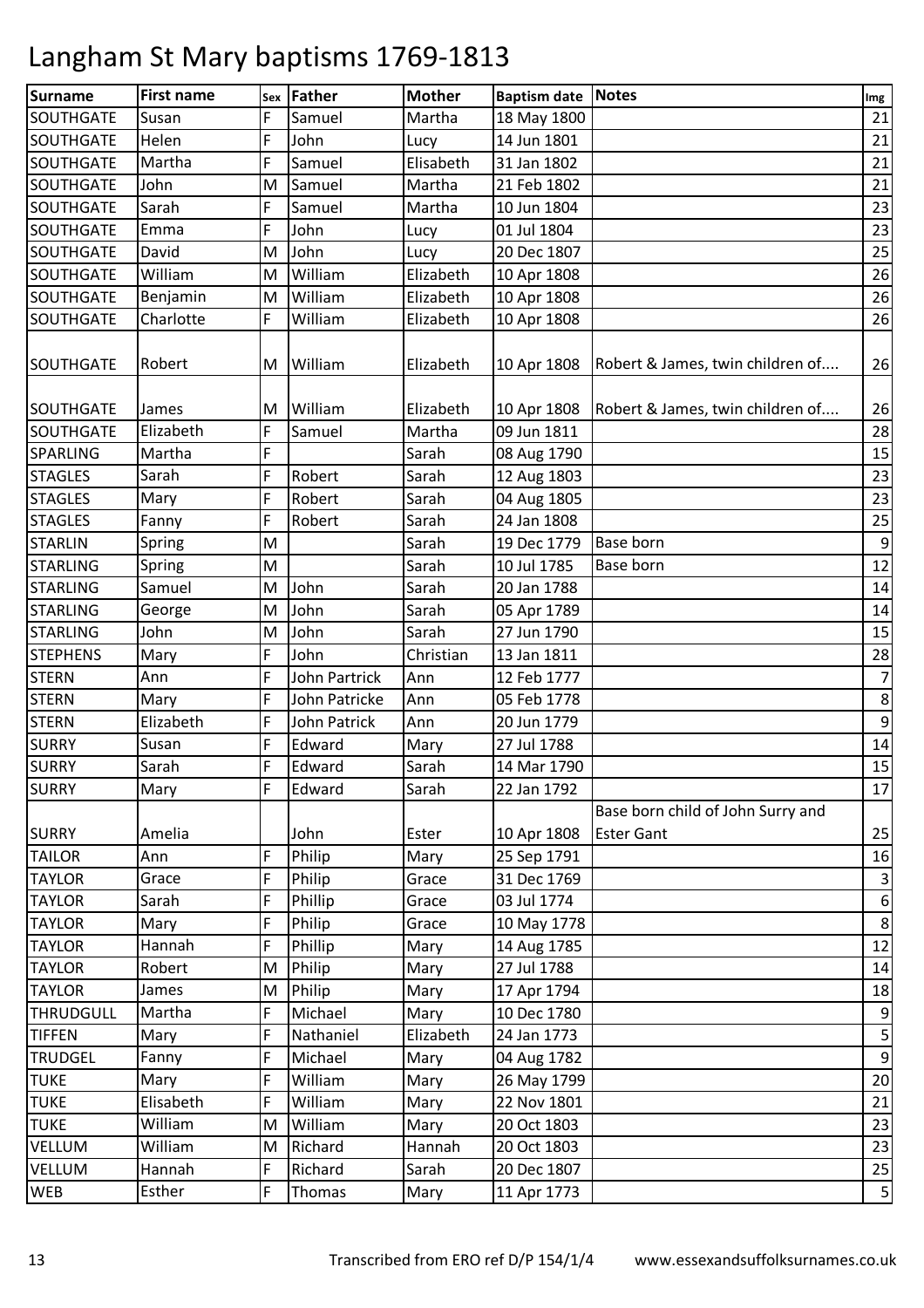# Langham St Mary baptisms 1769-1813

| Surname | First name | Sex | Father | Mother | Baptism date | Notes | Img |
|---|---|---|---|---|---|---|---|
| SOUTHGATE | Susan | F | Samuel | Martha | 18 May 1800 | | 21 |
| SOUTHGATE | Helen | F | John | Lucy | 14 Jun 1801 | | 21 |
| SOUTHGATE | Martha | F | Samuel | Elisabeth | 31 Jan 1802 | | 21 |
| SOUTHGATE | John | M | Samuel | Martha | 21 Feb 1802 | | 21 |
| SOUTHGATE | Sarah | F | Samuel | Martha | 10 Jun 1804 | | 23 |
| SOUTHGATE | Emma | F | John | Lucy | 01 Jul 1804 | | 23 |
| SOUTHGATE | David | M | John | Lucy | 20 Dec 1807 | | 25 |
| SOUTHGATE | William | M | William | Elizabeth | 10 Apr 1808 | | 26 |
| SOUTHGATE | Benjamin | M | William | Elizabeth | 10 Apr 1808 | | 26 |
| SOUTHGATE | Charlotte | F | William | Elizabeth | 10 Apr 1808 | | 26 |
| SOUTHGATE | Robert | M | William | Elizabeth | 10 Apr 1808 | Robert & James, twin children of.... | 26 |
| SOUTHGATE | James | M | William | Elizabeth | 10 Apr 1808 | Robert & James, twin children of.... | 26 |
| SOUTHGATE | Elizabeth | F | Samuel | Martha | 09 Jun 1811 | | 28 |
| SPARLING | Martha | F | | Sarah | 08 Aug 1790 | | 15 |
| STAGLES | Sarah | F | Robert | Sarah | 12 Aug 1803 | | 23 |
| STAGLES | Mary | F | Robert | Sarah | 04 Aug 1805 | | 23 |
| STAGLES | Fanny | F | Robert | Sarah | 24 Jan 1808 | | 25 |
| STARLIN | Spring | M | | Sarah | 19 Dec 1779 | Base born | 9 |
| STARLING | Spring | M | | Sarah | 10 Jul 1785 | Base born | 12 |
| STARLING | Samuel | M | John | Sarah | 20 Jan 1788 | | 14 |
| STARLING | George | M | John | Sarah | 05 Apr 1789 | | 14 |
| STARLING | John | M | John | Sarah | 27 Jun 1790 | | 15 |
| STEPHENS | Mary | F | John | Christian | 13 Jan 1811 | | 28 |
| STERN | Ann | F | John Partrick | Ann | 12 Feb 1777 | | 7 |
| STERN | Mary | F | John Patricke | Ann | 05 Feb 1778 | | 8 |
| STERN | Elizabeth | F | John Patrick | Ann | 20 Jun 1779 | | 9 |
| SURRY | Susan | F | Edward | Mary | 27 Jul 1788 | | 14 |
| SURRY | Sarah | F | Edward | Sarah | 14 Mar 1790 | | 15 |
| SURRY | Mary | F | Edward | Sarah | 22 Jan 1792 | | 17 |
| SURRY | Amelia | | John | Ester | 10 Apr 1808 | Base born child of John Surry and Ester Gant | 25 |
| TAILOR | Ann | F | Philip | Mary | 25 Sep 1791 | | 16 |
| TAYLOR | Grace | F | Philip | Grace | 31 Dec 1769 | | 3 |
| TAYLOR | Sarah | F | Phillip | Grace | 03 Jul 1774 | | 6 |
| TAYLOR | Mary | F | Philip | Grace | 10 May 1778 | | 8 |
| TAYLOR | Hannah | F | Phillip | Mary | 14 Aug 1785 | | 12 |
| TAYLOR | Robert | M | Philip | Mary | 27 Jul 1788 | | 14 |
| TAYLOR | James | M | Philip | Mary | 17 Apr 1794 | | 18 |
| THRUDGULL | Martha | F | Michael | Mary | 10 Dec 1780 | | 9 |
| TIFFEN | Mary | F | Nathaniel | Elizabeth | 24 Jan 1773 | | 5 |
| TRUDGEL | Fanny | F | Michael | Mary | 04 Aug 1782 | | 9 |
| TUKE | Mary | F | William | Mary | 26 May 1799 | | 20 |
| TUKE | Elisabeth | F | William | Mary | 22 Nov 1801 | | 21 |
| TUKE | William | M | William | Mary | 20 Oct 1803 | | 23 |
| VELLUM | William | M | Richard | Hannah | 20 Oct 1803 | | 23 |
| VELLUM | Hannah | F | Richard | Sarah | 20 Dec 1807 | | 25 |
| WEB | Esther | F | Thomas | Mary | 11 Apr 1773 | | 5 |

Transcribed from ERO ref D/P 154/1/4 www.essexandsuffolksurnames.co.uk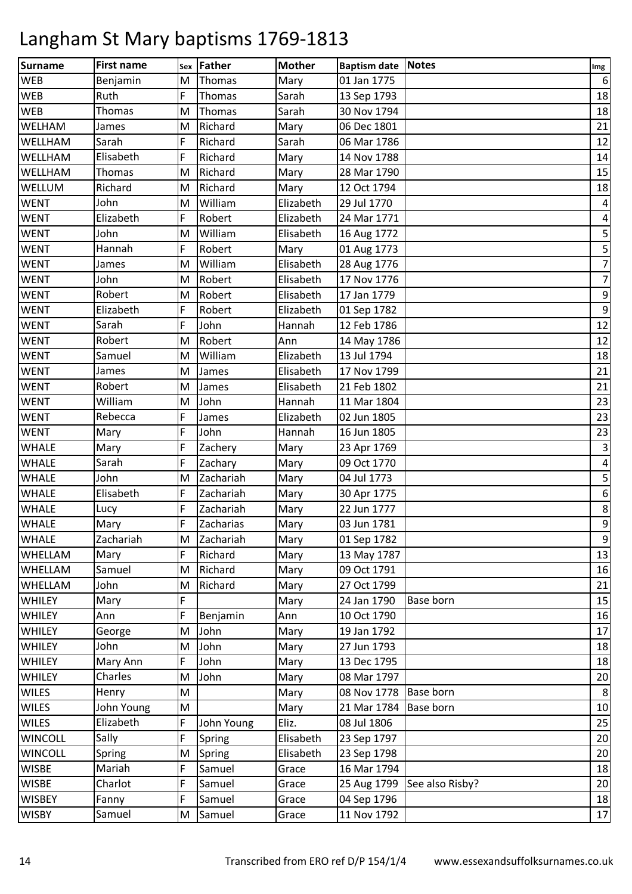# Langham St Mary baptisms 1769-1813

| Surname | First name | Sex | Father | Mother | Baptism date | Notes | Img |
|---|---|---|---|---|---|---|---|
| WEB | Benjamin | M | Thomas | Mary | 01 Jan 1775 | | 6 |
| WEB | Ruth | F | Thomas | Sarah | 13 Sep 1793 | | 18 |
| WEB | Thomas | M | Thomas | Sarah | 30 Nov 1794 | | 18 |
| WELHAM | James | M | Richard | Mary | 06 Dec 1801 | | 21 |
| WELLHAM | Sarah | F | Richard | Sarah | 06 Mar 1786 | | 12 |
| WELLHAM | Elisabeth | F | Richard | Mary | 14 Nov 1788 | | 14 |
| WELLHAM | Thomas | M | Richard | Mary | 28 Mar 1790 | | 15 |
| WELLUM | Richard | M | Richard | Mary | 12 Oct 1794 | | 18 |
| WENT | John | M | William | Elizabeth | 29 Jul 1770 | | 4 |
| WENT | Elizabeth | F | Robert | Elizabeth | 24 Mar 1771 | | 4 |
| WENT | John | M | William | Elisabeth | 16 Aug 1772 | | 5 |
| WENT | Hannah | F | Robert | Mary | 01 Aug 1773 | | 5 |
| WENT | James | M | William | Elisabeth | 28 Aug 1776 | | 7 |
| WENT | John | M | Robert | Elisabeth | 17 Nov 1776 | | 7 |
| WENT | Robert | M | Robert | Elisabeth | 17 Jan 1779 | | 9 |
| WENT | Elizabeth | F | Robert | Elizabeth | 01 Sep 1782 | | 9 |
| WENT | Sarah | F | John | Hannah | 12 Feb 1786 | | 12 |
| WENT | Robert | M | Robert | Ann | 14 May 1786 | | 12 |
| WENT | Samuel | M | William | Elizabeth | 13 Jul 1794 | | 18 |
| WENT | James | M | James | Elisabeth | 17 Nov 1799 | | 21 |
| WENT | Robert | M | James | Elisabeth | 21 Feb 1802 | | 21 |
| WENT | William | M | John | Hannah | 11 Mar 1804 | | 23 |
| WENT | Rebecca | F | James | Elizabeth | 02 Jun 1805 | | 23 |
| WENT | Mary | F | John | Hannah | 16 Jun 1805 | | 23 |
| WHALE | Mary | F | Zachery | Mary | 23 Apr 1769 | | 3 |
| WHALE | Sarah | F | Zachary | Mary | 09 Oct 1770 | | 4 |
| WHALE | John | M | Zachariah | Mary | 04 Jul 1773 | | 5 |
| WHALE | Elisabeth | F | Zachariah | Mary | 30 Apr 1775 | | 6 |
| WHALE | Lucy | F | Zachariah | Mary | 22 Jun 1777 | | 8 |
| WHALE | Mary | F | Zacharias | Mary | 03 Jun 1781 | | 9 |
| WHALE | Zachariah | M | Zachariah | Mary | 01 Sep 1782 | | 9 |
| WHELLAM | Mary | F | Richard | Mary | 13 May 1787 | | 13 |
| WHELLAM | Samuel | M | Richard | Mary | 09 Oct 1791 | | 16 |
| WHELLAM | John | M | Richard | Mary | 27 Oct 1799 | | 21 |
| WHILEY | Mary | F | | Mary | 24 Jan 1790 | Base born | 15 |
| WHILEY | Ann | F | Benjamin | Ann | 10 Oct 1790 | | 16 |
| WHILEY | George | M | John | Mary | 19 Jan 1792 | | 17 |
| WHILEY | John | M | John | Mary | 27 Jun 1793 | | 18 |
| WHILEY | Mary Ann | F | John | Mary | 13 Dec 1795 | | 18 |
| WHILEY | Charles | M | John | Mary | 08 Mar 1797 | | 20 |
| WILES | Henry | M | | Mary | 08 Nov 1778 | Base born | 8 |
| WILES | John Young | M | | Mary | 21 Mar 1784 | Base born | 10 |
| WILES | Elizabeth | F | John Young | Eliz. | 08 Jul 1806 | | 25 |
| WINCOLL | Sally | F | Spring | Elisabeth | 23 Sep 1797 | | 20 |
| WINCOLL | Spring | M | Spring | Elisabeth | 23 Sep 1798 | | 20 |
| WISBE | Mariah | F | Samuel | Grace | 16 Mar 1794 | | 18 |
| WISBE | Charlot | F | Samuel | Grace | 25 Aug 1799 | See also Risby? | 20 |
| WISBEY | Fanny | F | Samuel | Grace | 04 Sep 1796 | | 18 |
| WISBY | Samuel | M | Samuel | Grace | 11 Nov 1792 | | 17 |

Transcribed from ERO ref D/P 154/1/4 www.essexandsuffolksurnames.co.uk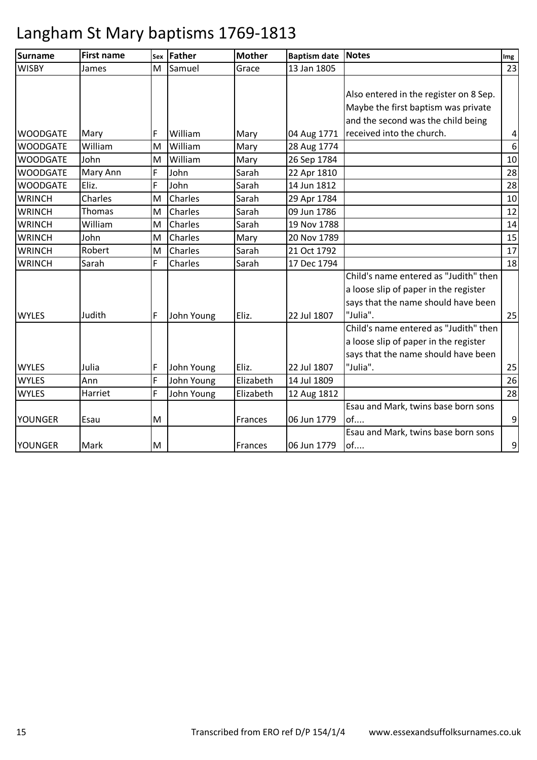# Langham St Mary baptisms 1769-1813

| Surname | First name | Sex | Father | Mother | Baptism date | Notes | Img |
|---|---|---|---|---|---|---|---|
| WISBY | James | M | Samuel | Grace | 13 Jan 1805 | | 23 |
| WOODGATE | Mary | F | William | Mary | 04 Aug 1771 | Also entered in the register on 8 Sep. Maybe the first baptism was private and the second was the child being received into the church. | 4 |
| WOODGATE | William | M | William | Mary | 28 Aug 1774 | | 6 |
| WOODGATE | John | M | William | Mary | 26 Sep 1784 | | 10 |
| WOODGATE | Mary Ann | F | John | Sarah | 22 Apr 1810 | | 28 |
| WOODGATE | Eliz. | F | John | Sarah | 14 Jun 1812 | | 28 |
| WRINCH | Charles | M | Charles | Sarah | 29 Apr 1784 | | 10 |
| WRINCH | Thomas | M | Charles | Sarah | 09 Jun 1786 | | 12 |
| WRINCH | William | M | Charles | Sarah | 19 Nov 1788 | | 14 |
| WRINCH | John | M | Charles | Mary | 20 Nov 1789 | | 15 |
| WRINCH | Robert | M | Charles | Sarah | 21 Oct 1792 | | 17 |
| WRINCH | Sarah | F | Charles | Sarah | 17 Dec 1794 | | 18 |
| WYLES | Judith | F | John Young | Eliz. | 22 Jul 1807 | Child's name entered as "Judith" then a loose slip of paper in the register says that the name should have been "Julia". | 25 |
| WYLES | Julia | F | John Young | Eliz. | 22 Jul 1807 | Child's name entered as "Judith" then a loose slip of paper in the register says that the name should have been "Julia". | 25 |
| WYLES | Ann | F | John Young | Elizabeth | 14 Jul 1809 | | 26 |
| WYLES | Harriet | F | John Young | Elizabeth | 12 Aug 1812 | | 28 |
| YOUNGER | Esau | M | | Frances | 06 Jun 1779 | Esau and Mark, twins base born sons of.... | 9 |
| YOUNGER | Mark | M | | Frances | 06 Jun 1779 | Esau and Mark, twins base born sons of.... | 9 |

Transcribed from ERO ref D/P 154/1/4 www.essexandsuffolksurnames.co.uk